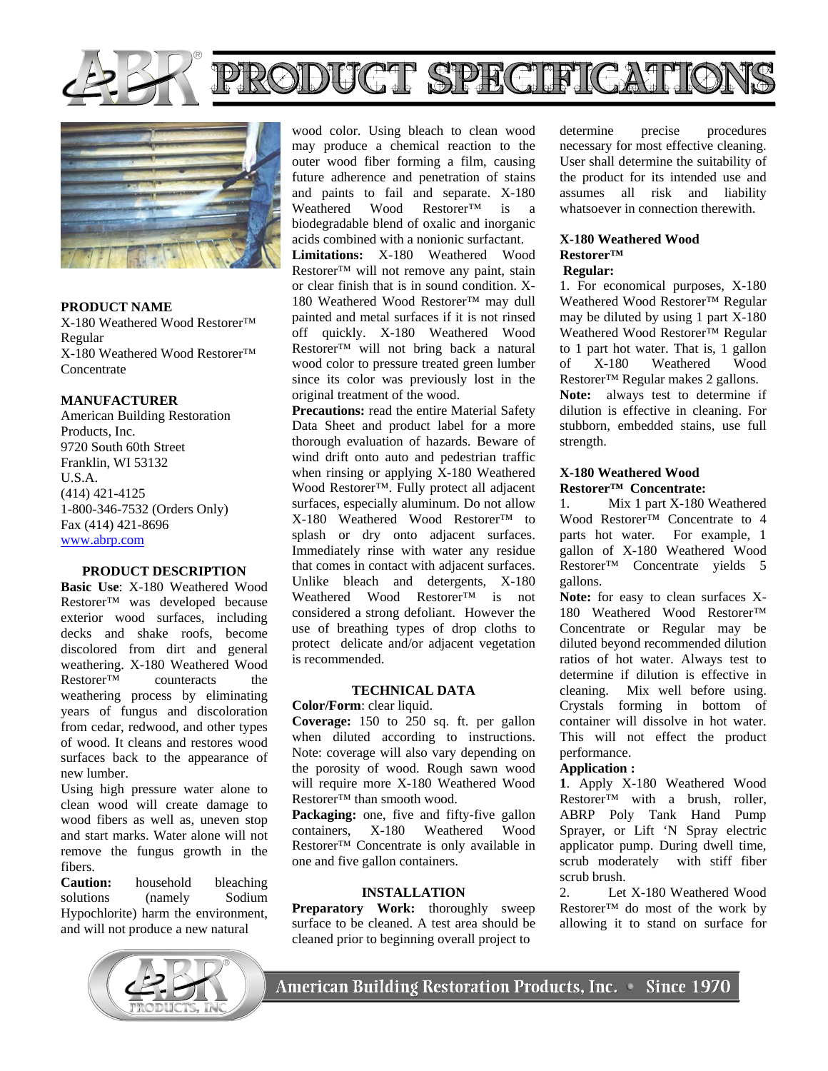# PRODUCT SPECIFICATIONS

**PRODUCT NAME**

X-180 Weathered Wood Restorer™ Regular

X-180 Weathered Wood Restorer™ Concentrate

**MANUFACTURER**

American Building Restoration Products, Inc.
9720 South 60th Street
Franklin, WI 53132
U.S.A.
(414) 421-4125
1-800-346-7532 (Orders Only)
Fax (414) 421-8696
www.abrp.com

## PRODUCT DESCRIPTION

**Basic Use**: X-180 Weathered Wood Restorer™ was developed because exterior wood surfaces, including decks and shake roofs, become discolored from dirt and general weathering. X-180 Weathered Wood Restorer™ counteracts the weathering process by eliminating years of fungus and discoloration from cedar, redwood, and other types of wood. It cleans and restores wood surfaces back to the appearance of new lumber.

Using high pressure water alone to clean wood will create damage to wood fibers as well as, uneven stop and start marks. Water alone will not remove the fungus growth in the fibers.

**Caution:** household bleaching solutions (namely Sodium Hypochlorite) harm the environment, and will not produce a new natural wood color. Using bleach to clean wood may produce a chemical reaction to the outer wood fiber forming a film, causing future adherence and penetration of stains and paints to fail and separate. X-180 Weathered Wood Restorer™ is a biodegradable blend of oxalic and inorganic acids combined with a nonionic surfactant.

**Limitations:** X-180 Weathered Wood Restorer™ will not remove any paint, stain or clear finish that is in sound condition. X-180 Weathered Wood Restorer™ may dull painted and metal surfaces if it is not rinsed off quickly. X-180 Weathered Wood Restorer™ will not bring back a natural wood color to pressure treated green lumber since its color was previously lost in the original treatment of the wood.

**Precautions:** read the entire Material Safety Data Sheet and product label for a more thorough evaluation of hazards. Beware of wind drift onto auto and pedestrian traffic when rinsing or applying X-180 Weathered Wood Restorer™. Fully protect all adjacent surfaces, especially aluminum. Do not allow X-180 Weathered Wood Restorer™ to splash or dry onto adjacent surfaces. Immediately rinse with water any residue that comes in contact with adjacent surfaces. Unlike bleach and detergents, X-180 Weathered Wood Restorer™ is not considered a strong defoliant. However the use of breathing types of drop cloths to protect delicate and/or adjacent vegetation is recommended.

## TECHNICAL DATA

**Color/Form**: clear liquid.

**Coverage:** 150 to 250 sq. ft. per gallon when diluted according to instructions. Note: coverage will also vary depending on the porosity of wood. Rough sawn wood will require more X-180 Weathered Wood Restorer™ than smooth wood.

**Packaging:** one, five and fifty-five gallon containers, X-180 Weathered Wood Restorer™ Concentrate is only available in one and five gallon containers.

## INSTALLATION

**Preparatory Work:** thoroughly sweep surface to be cleaned. A test area should be cleaned prior to beginning overall project to determine precise procedures necessary for most effective cleaning. User shall determine the suitability of the product for its intended use and assumes all risk and liability whatsoever in connection therewith.

**X-180 Weathered Wood Restorer™ Regular:**

1. For economical purposes, X-180 Weathered Wood Restorer™ Regular may be diluted by using 1 part X-180 Weathered Wood Restorer™ Regular to 1 part hot water. That is, 1 gallon of X-180 Weathered Wood Restorer™ Regular makes 2 gallons.

**Note:** always test to determine if dilution is effective in cleaning. For stubborn, embedded stains, use full strength.

**X-180 Weathered Wood Restorer™ Concentrate:**

1. Mix 1 part X-180 Weathered Wood Restorer™ Concentrate to 4 parts hot water. For example, 1 gallon of X-180 Weathered Wood Restorer™ Concentrate yields 5 gallons.

**Note:** for easy to clean surfaces X-180 Weathered Wood Restorer™ Concentrate or Regular may be diluted beyond recommended dilution ratios of hot water. Always test to determine if dilution is effective in cleaning. Mix well before using. Crystals forming in bottom of container will dissolve in hot water. This will not effect the product performance.

**Application :**

**1**. Apply X-180 Weathered Wood Restorer™ with a brush, roller, ABRP Poly Tank Hand Pump Sprayer, or Lift 'N Spray electric applicator pump. During dwell time, scrub moderately with stiff fiber scrub brush.

2. Let X-180 Weathered Wood Restorer™ do most of the work by allowing it to stand on surface for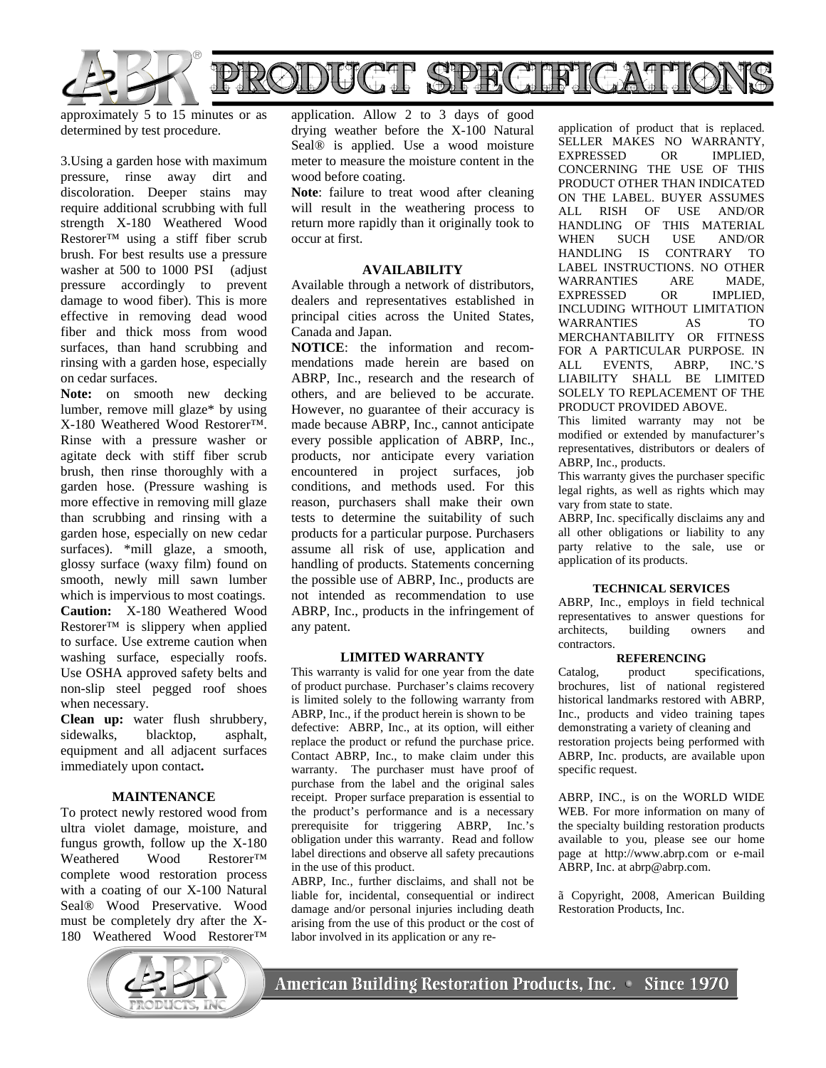approximately 5 to 15 minutes or as determined by test procedure.

3.Using a garden hose with maximum pressure, rinse away dirt and discoloration. Deeper stains may require additional scrubbing with full strength X-180 Weathered Wood Restorer™ using a stiff fiber scrub brush. For best results use a pressure washer at 500 to 1000 PSI (adjust pressure accordingly to prevent damage to wood fiber). This is more effective in removing dead wood fiber and thick moss from wood surfaces, than hand scrubbing and rinsing with a garden hose, especially on cedar surfaces.

**Note:** on smooth new decking lumber, remove mill glaze* by using X-180 Weathered Wood Restorer™. Rinse with a pressure washer or agitate deck with stiff fiber scrub brush, then rinse thoroughly with a garden hose. (Pressure washing is more effective in removing mill glaze than scrubbing and rinsing with a garden hose, especially on new cedar surfaces). *mill glaze, a smooth, glossy surface (waxy film) found on smooth, newly mill sawn lumber which is impervious to most coatings.

**Caution:** X-180 Weathered Wood Restorer™ is slippery when applied to surface. Use extreme caution when washing surface, especially roofs. Use OSHA approved safety belts and non-slip steel pegged roof shoes when necessary.

**Clean up:** water flush shrubbery, sidewalks, blacktop, asphalt, equipment and all adjacent surfaces immediately upon contact**.**

### MAINTENANCE

To protect newly restored wood from ultra violet damage, moisture, and fungus growth, follow up the X-180 Weathered Wood Restorer™ complete wood restoration process with a coating of our X-100 Natural Seal® Wood Preservative. Wood must be completely dry after the X-180 Weathered Wood Restorer™ application. Allow 2 to 3 days of good drying weather before the X-100 Natural Seal® is applied. Use a wood moisture meter to measure the moisture content in the wood before coating.

**Note**: failure to treat wood after cleaning will result in the weathering process to return more rapidly than it originally took to occur at first.

### AVAILABILITY

Available through a network of distributors, dealers and representatives established in principal cities across the United States, Canada and Japan.

**NOTICE**: the information and recommendations made herein are based on ABRP, Inc., research and the research of others, and are believed to be accurate. However, no guarantee of their accuracy is made because ABRP, Inc., cannot anticipate every possible application of ABRP, Inc., products, nor anticipate every variation encountered in project surfaces, job conditions, and methods used. For this reason, purchasers shall make their own tests to determine the suitability of such products for a particular purpose. Purchasers assume all risk of use, application and handling of products. Statements concerning the possible use of ABRP, Inc., products are not intended as recommendation to use ABRP, Inc., products in the infringement of any patent.

### LIMITED WARRANTY

This warranty is valid for one year from the date of product purchase. Purchaser's claims recovery is limited solely to the following warranty from ABRP, Inc., if the product herein is shown to be defective: ABRP, Inc., at its option, will either replace the product or refund the purchase price. Contact ABRP, Inc., to make claim under this warranty. The purchaser must have proof of purchase from the label and the original sales receipt. Proper surface preparation is essential to the product's performance and is a necessary prerequisite for triggering ABRP, Inc.'s obligation under this warranty. Read and follow label directions and observe all safety precautions in the use of this product.

ABRP, Inc., further disclaims, and shall not be liable for, incidental, consequential or indirect damage and/or personal injuries including death arising from the use of this product or the cost of labor involved in its application or any re-application of product that is replaced. SELLER MAKES NO WARRANTY, EXPRESSED OR IMPLIED, CONCERNING THE USE OF THIS PRODUCT OTHER THAN INDICATED ON THE LABEL. BUYER ASSUMES ALL RISK OF USE AND/OR HANDLING OF THIS MATERIAL WHEN SUCH USE AND/OR HANDLING IS CONTRARY TO LABEL INSTRUCTIONS. NO OTHER WARRANTIES ARE MADE, EXPRESSED OR IMPLIED, INCLUDING WITHOUT LIMITATION WARRANTIES AS TO MERCHANTABILITY OR FITNESS FOR A PARTICULAR PURPOSE. IN ALL EVENTS, ABRP, INC.'S LIABILITY SHALL BE LIMITED SOLELY TO REPLACEMENT OF THE PRODUCT PROVIDED ABOVE.

This limited warranty may not be modified or extended by manufacturer's representatives, distributors or dealers of ABRP, Inc., products.

This warranty gives the purchaser specific legal rights, as well as rights which may vary from state to state.

ABRP, Inc. specifically disclaims any and all other obligations or liability to any party relative to the sale, use or application of its products.

### TECHNICAL SERVICES

ABRP, Inc., employs in field technical representatives to answer questions for architects, building owners and contractors.

### REFERENCING

Catalog, product specifications, brochures, list of national registered historical landmarks restored with ABRP, Inc., products and video training tapes demonstrating a variety of cleaning and restoration projects being performed with ABRP, Inc. products, are available upon specific request.

ABRP, INC., is on the WORLD WIDE WEB. For more information on many of the specialty building restoration products available to you, please see our home page at http://www.abrp.com or e-mail ABRP, Inc. at abrp@abrp.com.

ã Copyright, 2008, American Building Restoration Products, Inc.